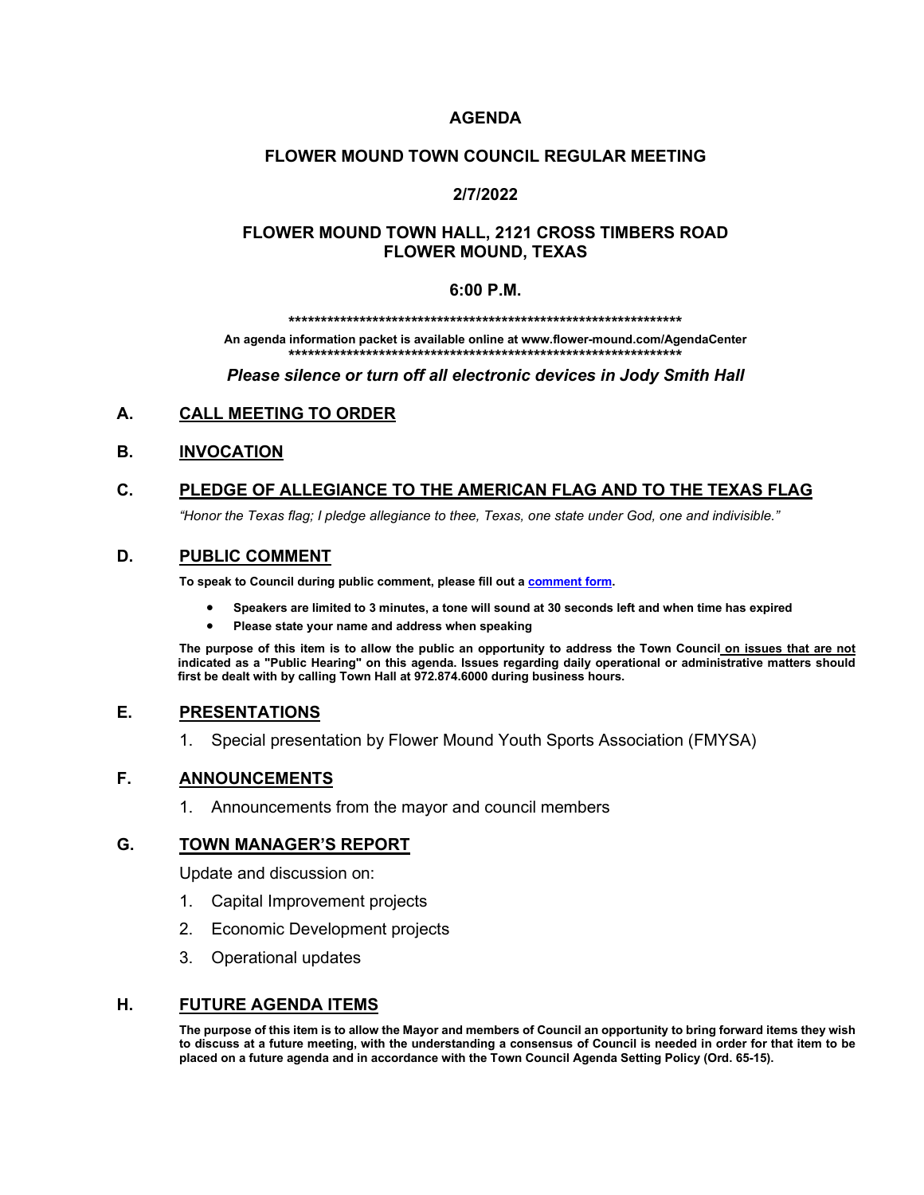# AGENDA

## FLOWER MOUND TOWN COUNCIL REGULAR MEETING

## 2/7/2022

## FLOWER MOUND TOWN HALL, 2121 CROSS TIMBERS ROAD FLOWER MOUND, TEXAS

## 6:00 P.M.

****************************************************************

**An agenda information packet is available online at www.flower-mound.com/AgendaCenter**

****************************************************************

***Please silence or turn off all electronic devices in Jody Smith Hall***

## A. CALL MEETING TO ORDER

## B. INVOCATION

## C. PLEDGE OF ALLEGIANCE TO THE AMERICAN FLAG AND TO THE TEXAS FLAG

*"Honor the Texas flag; I pledge allegiance to thee, Texas, one state under God, one and indivisible."*

## D. PUBLIC COMMENT

**To speak to Council during public comment, please fill out a comment form.**

- **Speakers are limited to 3 minutes, a tone will sound at 30 seconds left and when time has expired**
- **Please state your name and address when speaking**

**The purpose of this item is to allow the public an opportunity to address the Town Council on issues that are not indicated as a "Public Hearing" on this agenda. Issues regarding daily operational or administrative matters should first be dealt with by calling Town Hall at 972.874.6000 during business hours.**

## E. PRESENTATIONS

1. Special presentation by Flower Mound Youth Sports Association (FMYSA)

## F. ANNOUNCEMENTS

1. Announcements from the mayor and council members

## G. TOWN MANAGER'S REPORT

Update and discussion on:

1. Capital Improvement projects
2. Economic Development projects
3. Operational updates

## H. FUTURE AGENDA ITEMS

**The purpose of this item is to allow the Mayor and members of Council an opportunity to bring forward items they wish to discuss at a future meeting, with the understanding a consensus of Council is needed in order for that item to be placed on a future agenda and in accordance with the Town Council Agenda Setting Policy (Ord. 65-15).**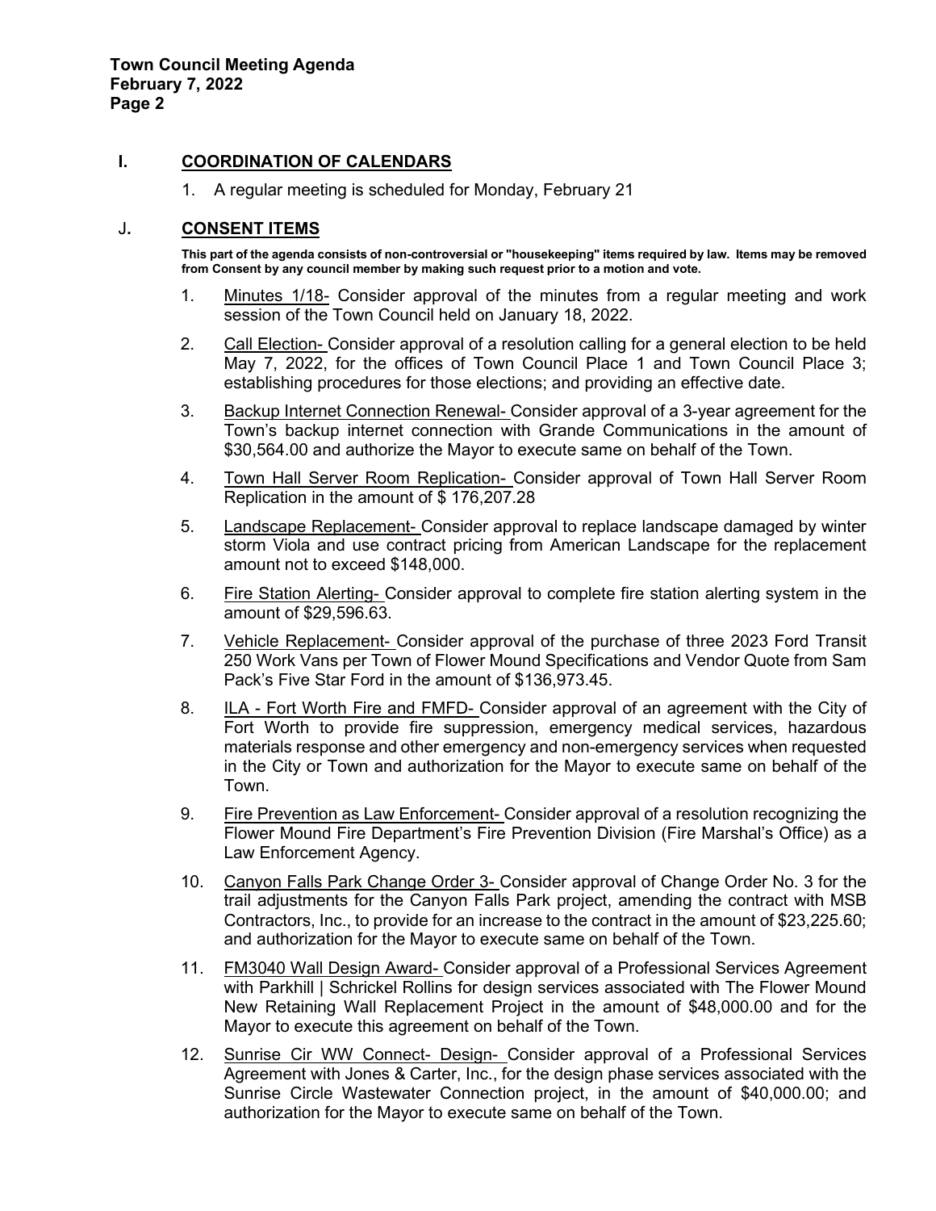## I. COORDINATION OF CALENDARS

1. A regular meeting is scheduled for Monday, February 21

## J. CONSENT ITEMS

**This part of the agenda consists of non-controversial or "housekeeping" items required by law. Items may be removed from Consent by any council member by making such request prior to a motion and vote.**

1. Minutes 1/18- Consider approval of the minutes from a regular meeting and work session of the Town Council held on January 18, 2022.
2. Call Election- Consider approval of a resolution calling for a general election to be held May 7, 2022, for the offices of Town Council Place 1 and Town Council Place 3; establishing procedures for those elections; and providing an effective date.
3. Backup Internet Connection Renewal- Consider approval of a 3-year agreement for the Town's backup internet connection with Grande Communications in the amount of $30,564.00 and authorize the Mayor to execute same on behalf of the Town.
4. Town Hall Server Room Replication- Consider approval of Town Hall Server Room Replication in the amount of $ 176,207.28
5. Landscape Replacement- Consider approval to replace landscape damaged by winter storm Viola and use contract pricing from American Landscape for the replacement amount not to exceed $148,000.
6. Fire Station Alerting- Consider approval to complete fire station alerting system in the amount of $29,596.63.
7. Vehicle Replacement- Consider approval of the purchase of three 2023 Ford Transit 250 Work Vans per Town of Flower Mound Specifications and Vendor Quote from Sam Pack's Five Star Ford in the amount of $136,973.45.
8. ILA - Fort Worth Fire and FMFD- Consider approval of an agreement with the City of Fort Worth to provide fire suppression, emergency medical services, hazardous materials response and other emergency and non-emergency services when requested in the City or Town and authorization for the Mayor to execute same on behalf of the Town.
9. Fire Prevention as Law Enforcement- Consider approval of a resolution recognizing the Flower Mound Fire Department's Fire Prevention Division (Fire Marshal's Office) as a Law Enforcement Agency.
10. Canyon Falls Park Change Order 3- Consider approval of Change Order No. 3 for the trail adjustments for the Canyon Falls Park project, amending the contract with MSB Contractors, Inc., to provide for an increase to the contract in the amount of $23,225.60; and authorization for the Mayor to execute same on behalf of the Town.
11. FM3040 Wall Design Award- Consider approval of a Professional Services Agreement with Parkhill | Schrickel Rollins for design services associated with The Flower Mound New Retaining Wall Replacement Project in the amount of $48,000.00 and for the Mayor to execute this agreement on behalf of the Town.
12. Sunrise Cir WW Connect- Design- Consider approval of a Professional Services Agreement with Jones & Carter, Inc., for the design phase services associated with the Sunrise Circle Wastewater Connection project, in the amount of $40,000.00; and authorization for the Mayor to execute same on behalf of the Town.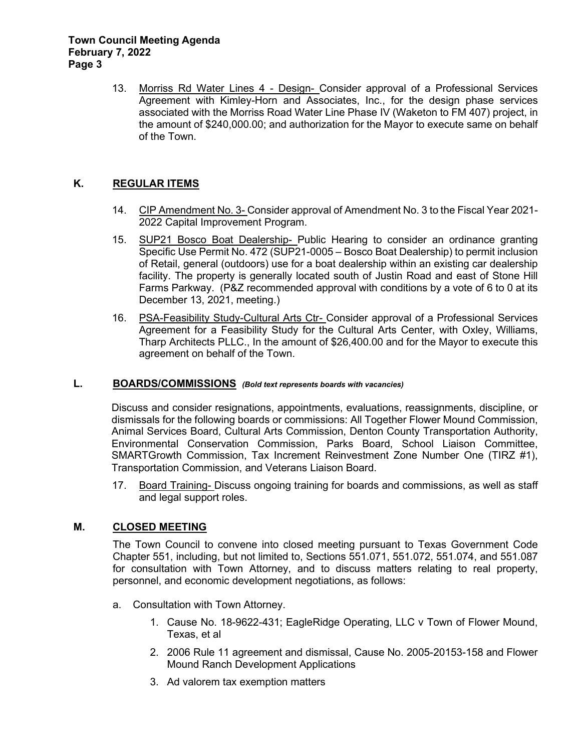13. Morriss Rd Water Lines 4 - Design- Consider approval of a Professional Services Agreement with Kimley-Horn and Associates, Inc., for the design phase services associated with the Morriss Road Water Line Phase IV (Waketon to FM 407) project, in the amount of $240,000.00; and authorization for the Mayor to execute same on behalf of the Town.

## K. REGULAR ITEMS

14. CIP Amendment No. 3- Consider approval of Amendment No. 3 to the Fiscal Year 2021-2022 Capital Improvement Program.

15. SUP21 Bosco Boat Dealership- Public Hearing to consider an ordinance granting Specific Use Permit No. 472 (SUP21-0005 – Bosco Boat Dealership) to permit inclusion of Retail, general (outdoors) use for a boat dealership within an existing car dealership facility. The property is generally located south of Justin Road and east of Stone Hill Farms Parkway. (P&Z recommended approval with conditions by a vote of 6 to 0 at its December 13, 2021, meeting.)

16. PSA-Feasibility Study-Cultural Arts Ctr- Consider approval of a Professional Services Agreement for a Feasibility Study for the Cultural Arts Center, with Oxley, Williams, Tharp Architects PLLC., In the amount of $26,400.00 and for the Mayor to execute this agreement on behalf of the Town.

## L. BOARDS/COMMISSIONS *(Bold text represents boards with vacancies)*

Discuss and consider resignations, appointments, evaluations, reassignments, discipline, or dismissals for the following boards or commissions: All Together Flower Mound Commission, Animal Services Board, Cultural Arts Commission, Denton County Transportation Authority, Environmental Conservation Commission, Parks Board, School Liaison Committee, SMARTGrowth Commission, Tax Increment Reinvestment Zone Number One (TIRZ #1), Transportation Commission, and Veterans Liaison Board.

17. Board Training- Discuss ongoing training for boards and commissions, as well as staff and legal support roles.

## M. CLOSED MEETING

The Town Council to convene into closed meeting pursuant to Texas Government Code Chapter 551, including, but not limited to, Sections 551.071, 551.072, 551.074, and 551.087 for consultation with Town Attorney, and to discuss matters relating to real property, personnel, and economic development negotiations, as follows:

a. Consultation with Town Attorney.

   1. Cause No. 18-9622-431; EagleRidge Operating, LLC v Town of Flower Mound, Texas, et al

   2. 2006 Rule 11 agreement and dismissal, Cause No. 2005-20153-158 and Flower Mound Ranch Development Applications

   3. Ad valorem tax exemption matters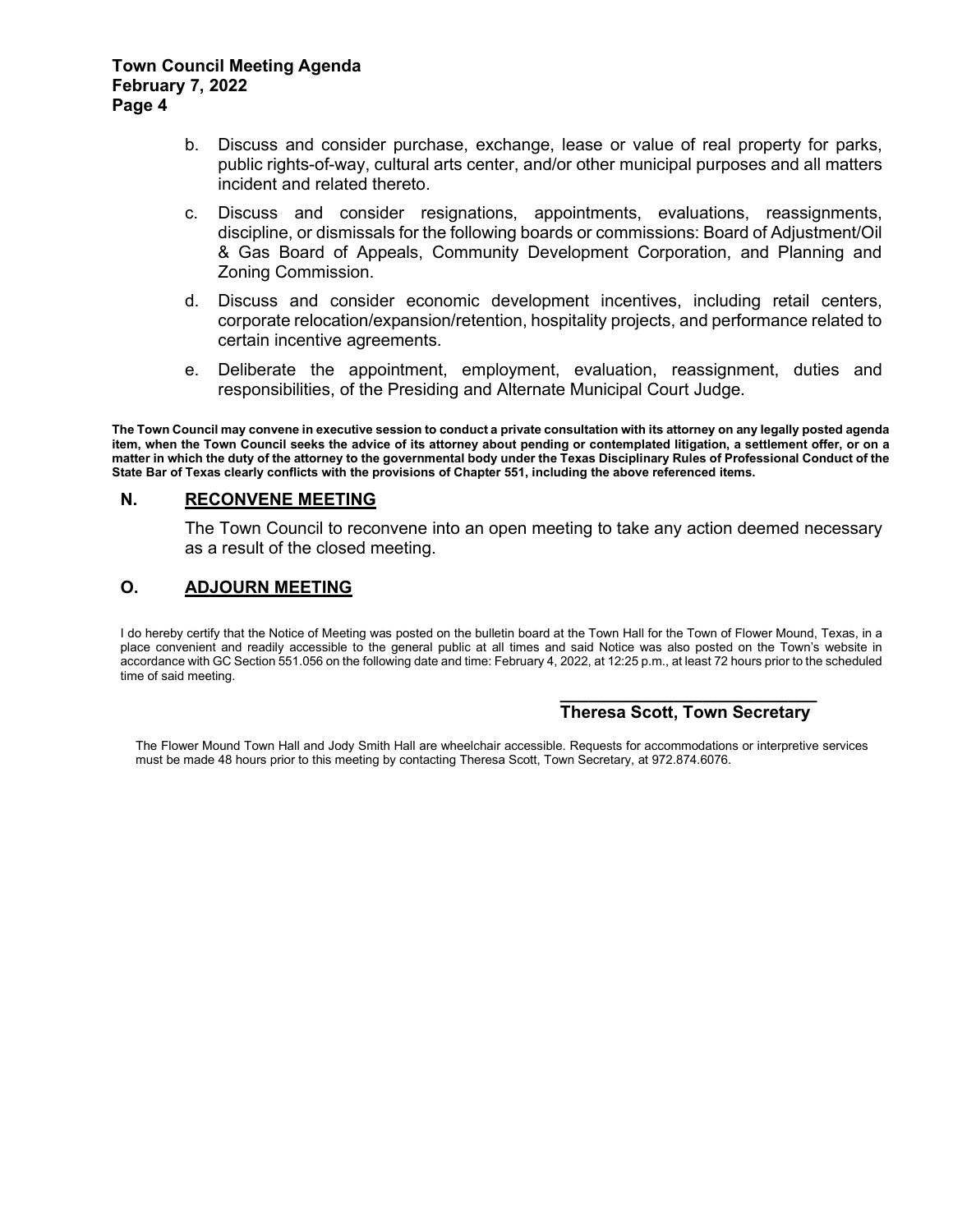b. Discuss and consider purchase, exchange, lease or value of real property for parks, public rights-of-way, cultural arts center, and/or other municipal purposes and all matters incident and related thereto.

c. Discuss and consider resignations, appointments, evaluations, reassignments, discipline, or dismissals for the following boards or commissions: Board of Adjustment/Oil & Gas Board of Appeals, Community Development Corporation, and Planning and Zoning Commission.

d. Discuss and consider economic development incentives, including retail centers, corporate relocation/expansion/retention, hospitality projects, and performance related to certain incentive agreements.

e. Deliberate the appointment, employment, evaluation, reassignment, duties and responsibilities, of the Presiding and Alternate Municipal Court Judge.

**The Town Council may convene in executive session to conduct a private consultation with its attorney on any legally posted agenda item, when the Town Council seeks the advice of its attorney about pending or contemplated litigation, a settlement offer, or on a matter in which the duty of the attorney to the governmental body under the Texas Disciplinary Rules of Professional Conduct of the State Bar of Texas clearly conflicts with the provisions of Chapter 551, including the above referenced items.**

## N. RECONVENE MEETING

The Town Council to reconvene into an open meeting to take any action deemed necessary as a result of the closed meeting.

## O. ADJOURN MEETING

I do hereby certify that the Notice of Meeting was posted on the bulletin board at the Town Hall for the Town of Flower Mound, Texas, in a place convenient and readily accessible to the general public at all times and said Notice was also posted on the Town's website in accordance with GC Section 551.056 on the following date and time: February 4, 2022, at 12:25 p.m., at least 72 hours prior to the scheduled time of said meeting.

\_\_\_\_\_\_\_\_\_\_\_\_\_\_\_\_\_\_\_\_\_\_\_\_\_\_\_\_\_\_

**Theresa Scott, Town Secretary**

The Flower Mound Town Hall and Jody Smith Hall are wheelchair accessible. Requests for accommodations or interpretive services must be made 48 hours prior to this meeting by contacting Theresa Scott, Town Secretary, at 972.874.6076.